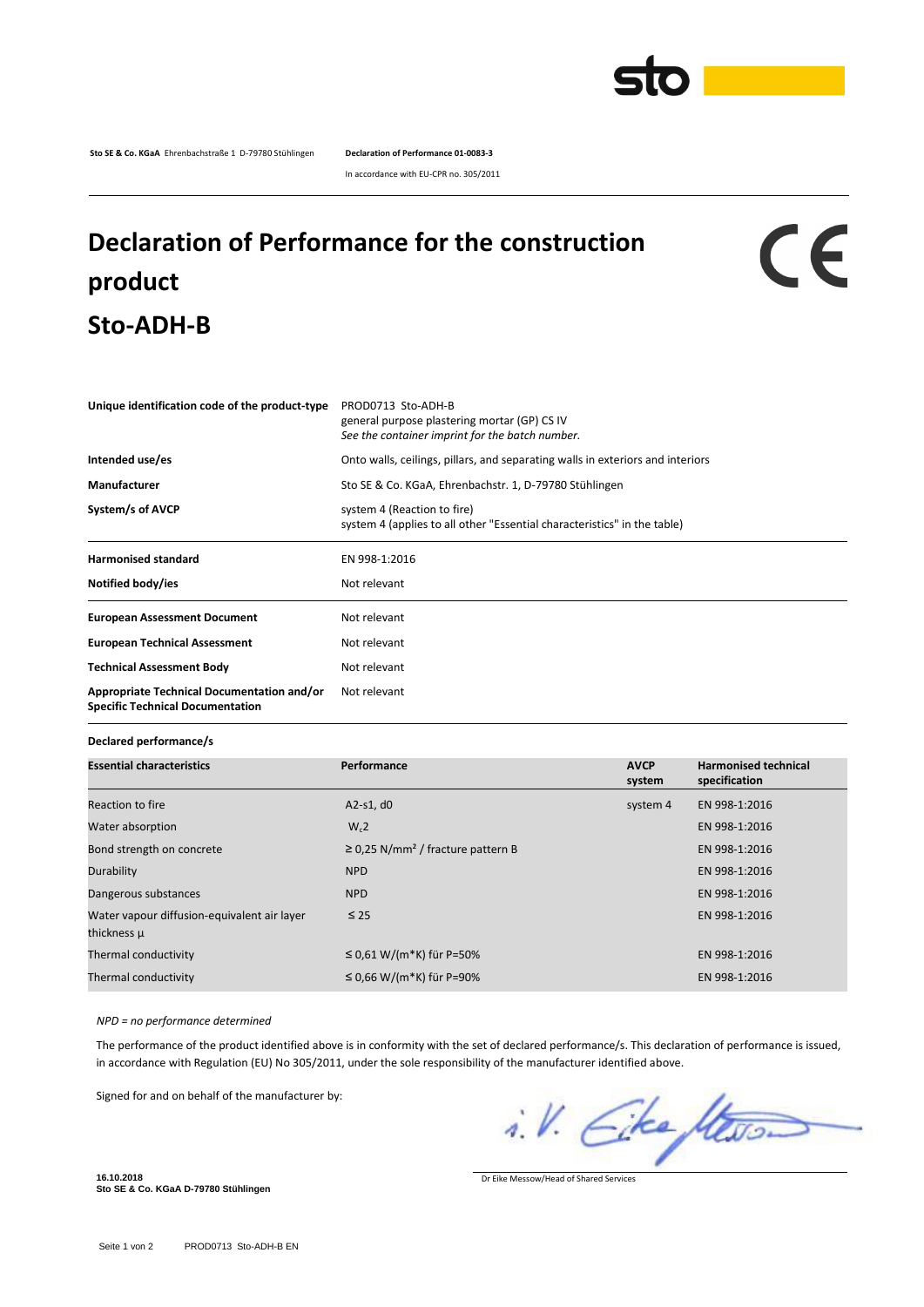**Sto SE & Co. KGaA** Ehrenbachstraße 1 D-79780 Stühlingen

**Declaration of Performance 01-0083-3**

In accordance with EU-CPR no. 305/2011

# Declaration of Performance for the construction product Sto-ADH-B

CE

| | |
|---|---|
| **Unique identification code of the product-type** | PROD0713 Sto-ADH-B<br>general purpose plastering mortar (GP) CS IV<br>*See the container imprint for the batch number.* |
| **Intended use/es** | Onto walls, ceilings, pillars, and separating walls in exteriors and interiors |
| **Manufacturer** | Sto SE & Co. KGaA, Ehrenbachstr. 1, D-79780 Stühlingen |
| **System/s of AVCP** | system 4 (Reaction to fire)<br>system 4 (applies to all other "Essential characteristics" in the table) |
| **Harmonised standard** | EN 998-1:2016 |
| **Notified body/ies** | Not relevant |
| **European Assessment Document** | Not relevant |
| **European Technical Assessment** | Not relevant |
| **Technical Assessment Body** | Not relevant |
| **Appropriate Technical Documentation and/or Specific Technical Documentation** | Not relevant |

**Declared performance/s**

| **Essential characteristics** | **Performance** | **AVCP system** | **Harmonised technical specification** |
|---|---|---|---|
| Reaction to fire | A2-s1, d0 | system 4 | EN 998-1:2016 |
| Water absorption | $W_c2$ | | EN 998-1:2016 |
| Bond strength on concrete | ≥ 0,25 N/mm² / fracture pattern B | | EN 998-1:2016 |
| Durability | NPD | | EN 998-1:2016 |
| Dangerous substances | NPD | | EN 998-1:2016 |
| Water vapour diffusion-equivalent air layer thickness µ | ≤ 25 | | EN 998-1:2016 |
| Thermal conductivity | ≤ 0,61 W/(m*K) für P=50% | | EN 998-1:2016 |
| Thermal conductivity | ≤ 0,66 W/(m*K) für P=90% | | EN 998-1:2016 |

*NPD = no performance determined*

The performance of the product identified above is in conformity with the set of declared performance/s. This declaration of performance is issued, in accordance with Regulation (EU) No 305/2011, under the sole responsibility of the manufacturer identified above.

Signed for and on behalf of the manufacturer by:

i.V. Eike Messow

**16.10.2018**
**Sto SE & Co. KGaA D-79780 Stühlingen**

Dr Eike Messow/Head of Shared Services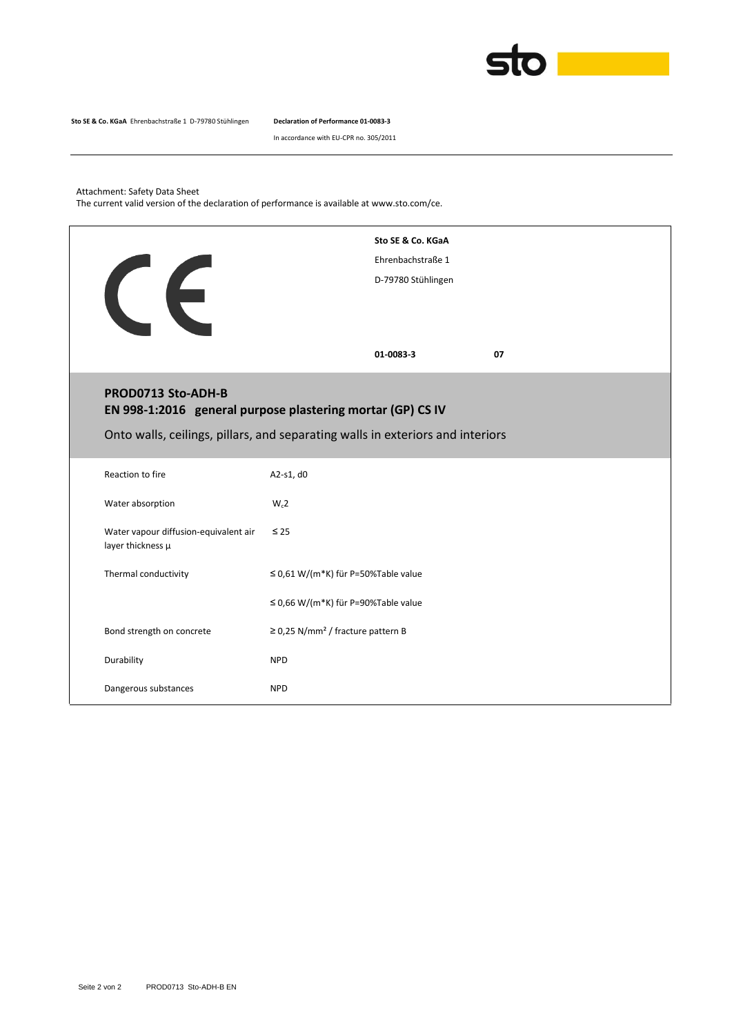**Sto SE & Co. KGaA** Ehrenbachstraße 1 D-79780 Stühlingen **Declaration of Performance 01-0083-3**

In accordance with EU-CPR no. 305/2011

Attachment: Safety Data Sheet
The current valid version of the declaration of performance is available at www.sto.com/ce.

CE

**Sto SE & Co. KGaA**
Ehrenbachstraße 1
D-79780 Stühlingen

**01-0083-3** **07**

## PROD0713 Sto-ADH-B
## EN 998-1:2016 general purpose plastering mortar (GP) CS IV

Onto walls, ceilings, pillars, and separating walls in exteriors and interiors

| | |
|---|---|
| Reaction to fire | A2-s1, d0 |
| Water absorption | $W_c2$ |
| Water vapour diffusion-equivalent air layer thickness µ | ≤ 25 |
| Thermal conductivity | ≤ 0,61 W/(m*K) für P=50%Table value |
| | ≤ 0,66 W/(m*K) für P=90%Table value |
| Bond strength on concrete | ≥ 0,25 N/mm² / fracture pattern B |
| Durability | NPD |
| Dangerous substances | NPD |